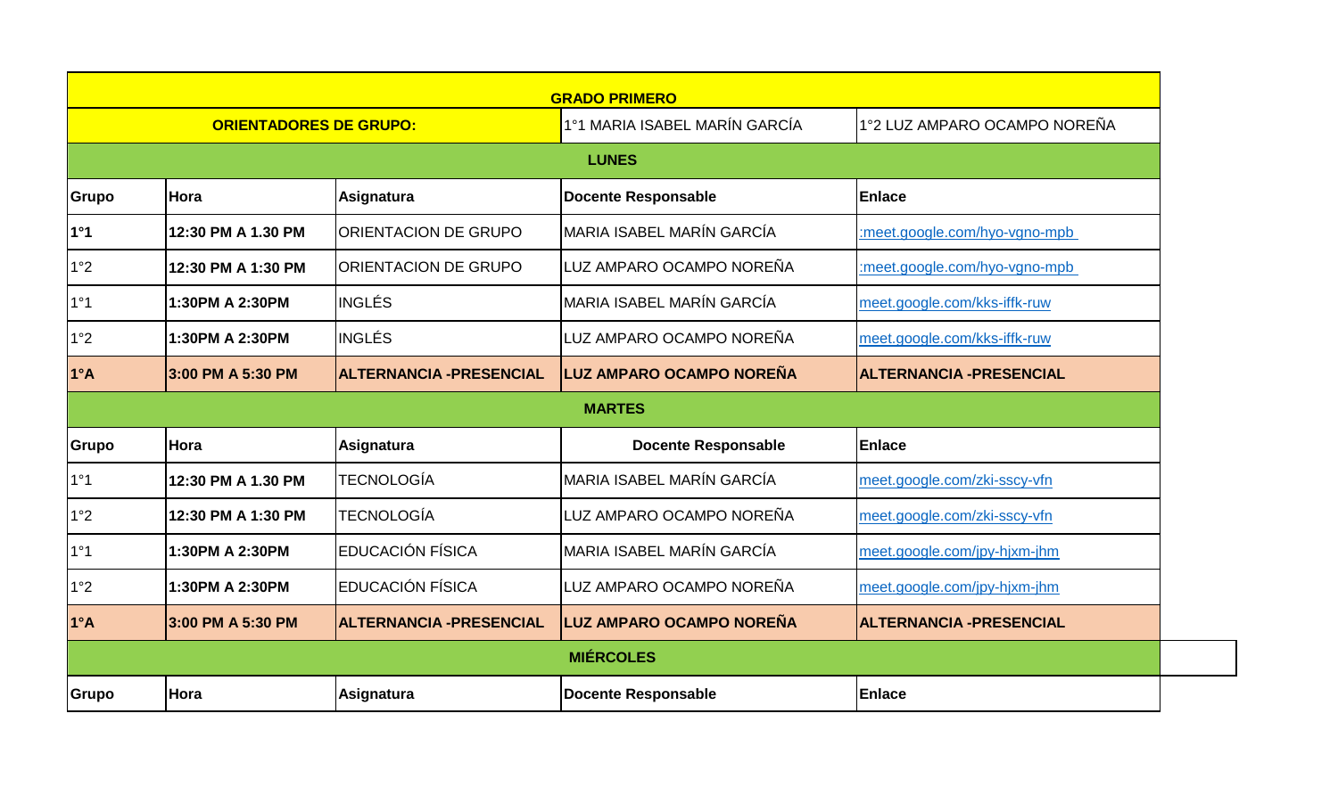| GRADO PRIMERO | | | | |
| --- | --- | --- | --- | --- |
| **ORIENTADORES DE GRUPO:** | | | 1°1 MARIA ISABEL MARÍN GARCÍA | 1°2 LUZ AMPARO OCAMPO NOREÑA |
| **LUNES** | | | | |
| **Grupo** | **Hora** | **Asignatura** | **Docente Responsable** | **Enlace** |
| **1°1** | **12:30 PM A 1.30 PM** | ORIENTACION DE GRUPO | MARIA ISABEL MARÍN GARCÍA | :meet.google.com/hyo-vgno-mpb |
| 1°2 | **12:30 PM A 1:30 PM** | ORIENTACION DE GRUPO | LUZ AMPARO OCAMPO NOREÑA | :meet.google.com/hyo-vgno-mpb |
| 1°1 | **1:30PM A 2:30PM** | INGLÉS | MARIA ISABEL MARÍN GARCÍA | meet.google.com/kks-iffk-ruw |
| 1°2 | **1:30PM A 2:30PM** | INGLÉS | LUZ AMPARO OCAMPO NOREÑA | meet.google.com/kks-iffk-ruw |
| **1°A** | **3:00 PM A 5:30 PM** | **ALTERNANCIA -PRESENCIAL** | **LUZ AMPARO OCAMPO NOREÑA** | **ALTERNANCIA -PRESENCIAL** |
| **MARTES** | | | | |
| **Grupo** | **Hora** | **Asignatura** | **Docente Responsable** | **Enlace** |
| 1°1 | **12:30 PM A 1.30 PM** | TECNOLOGÍA | MARIA ISABEL MARÍN GARCÍA | meet.google.com/zki-sscy-vfn |
| 1°2 | **12:30 PM A 1:30 PM** | TECNOLOGÍA | LUZ AMPARO OCAMPO NOREÑA | meet.google.com/zki-sscy-vfn |
| 1°1 | **1:30PM A 2:30PM** | EDUCACIÓN FÍSICA | MARIA ISABEL MARÍN GARCÍA | meet.google.com/jpy-hjxm-jhm |
| 1°2 | **1:30PM A 2:30PM** | EDUCACIÓN FÍSICA | LUZ AMPARO OCAMPO NOREÑA | meet.google.com/jpy-hjxm-jhm |
| **1°A** | **3:00 PM A 5:30 PM** | **ALTERNANCIA -PRESENCIAL** | **LUZ AMPARO OCAMPO NOREÑA** | **ALTERNANCIA -PRESENCIAL** |
| **MIÉRCOLES** | | | | |
| **Grupo** | **Hora** | **Asignatura** | **Docente Responsable** | **Enlace** |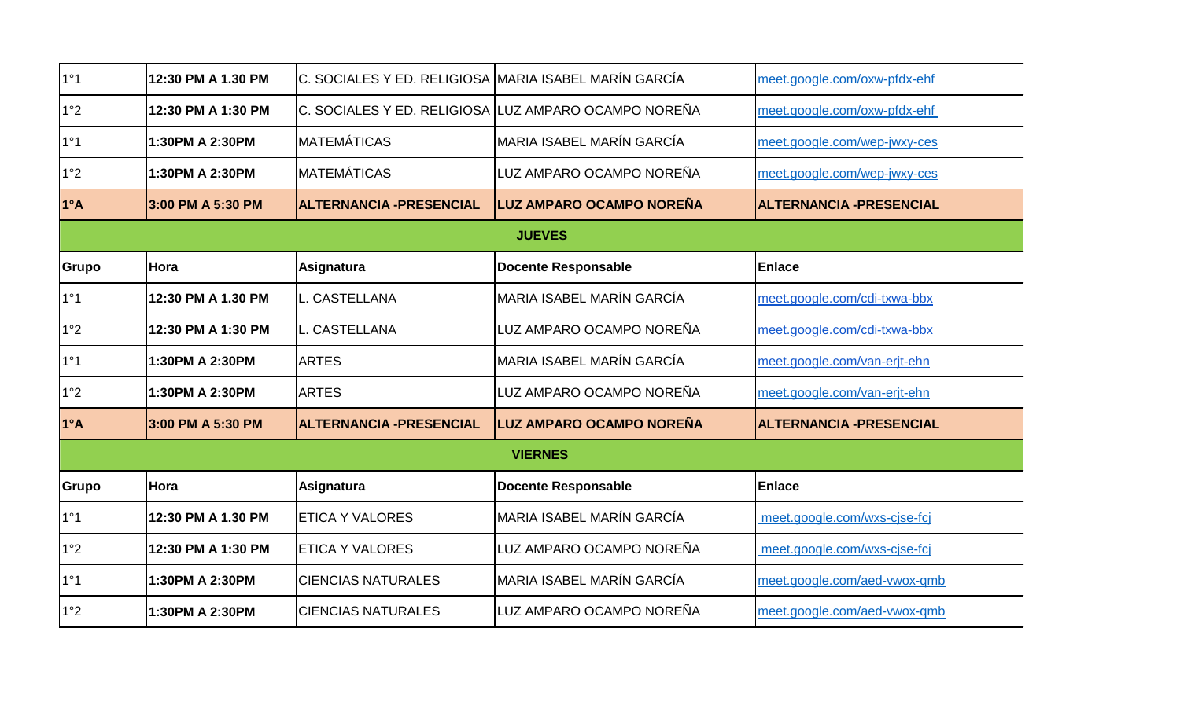| 1°1 | **12:30 PM A 1.30 PM** | C. SOCIALES Y ED. RELIGIOSA | MARIA ISABEL MARÍN GARCÍA | meet.google.com/oxw-pfdx-ehf |
|---|---|---|---|---|
| 1°2 | **12:30 PM A 1:30 PM** | C. SOCIALES Y ED. RELIGIOSA | LUZ AMPARO OCAMPO NOREÑA | meet.google.com/oxw-pfdx-ehf |
| 1°1 | **1:30PM A 2:30PM** | MATEMÁTICAS | MARIA ISABEL MARÍN GARCÍA | meet.google.com/wep-jwxy-ces |
| 1°2 | **1:30PM A 2:30PM** | MATEMÁTICAS | LUZ AMPARO OCAMPO NOREÑA | meet.google.com/wep-jwxy-ces |
| **1°A** | **3:00 PM A 5:30 PM** | **ALTERNANCIA -PRESENCIAL** | **LUZ AMPARO OCAMPO NOREÑA** | **ALTERNANCIA -PRESENCIAL** |
| | | **JUEVES** | | |
| **Grupo** | **Hora** | **Asignatura** | **Docente Responsable** | **Enlace** |
| 1°1 | **12:30 PM A 1.30 PM** | L. CASTELLANA | MARIA ISABEL MARÍN GARCÍA | meet.google.com/cdi-txwa-bbx |
| 1°2 | **12:30 PM A 1:30 PM** | L. CASTELLANA | LUZ AMPARO OCAMPO NOREÑA | meet.google.com/cdi-txwa-bbx |
| 1°1 | **1:30PM A 2:30PM** | ARTES | MARIA ISABEL MARÍN GARCÍA | meet.google.com/van-erjt-ehn |
| 1°2 | **1:30PM A 2:30PM** | ARTES | LUZ AMPARO OCAMPO NOREÑA | meet.google.com/van-erjt-ehn |
| **1°A** | **3:00 PM A 5:30 PM** | **ALTERNANCIA -PRESENCIAL** | **LUZ AMPARO OCAMPO NOREÑA** | **ALTERNANCIA -PRESENCIAL** |
| | | **VIERNES** | | |
| **Grupo** | **Hora** | **Asignatura** | **Docente Responsable** | **Enlace** |
| 1°1 | **12:30 PM A 1.30 PM** | ETICA Y VALORES | MARIA ISABEL MARÍN GARCÍA | meet.google.com/wxs-cjse-fcj |
| 1°2 | **12:30 PM A 1:30 PM** | ETICA Y VALORES | LUZ AMPARO OCAMPO NOREÑA | meet.google.com/wxs-cjse-fcj |
| 1°1 | **1:30PM A 2:30PM** | CIENCIAS NATURALES | MARIA ISABEL MARÍN GARCÍA | meet.google.com/aed-vwox-qmb |
| 1°2 | **1:30PM A 2:30PM** | CIENCIAS NATURALES | LUZ AMPARO OCAMPO NOREÑA | meet.google.com/aed-vwox-qmb |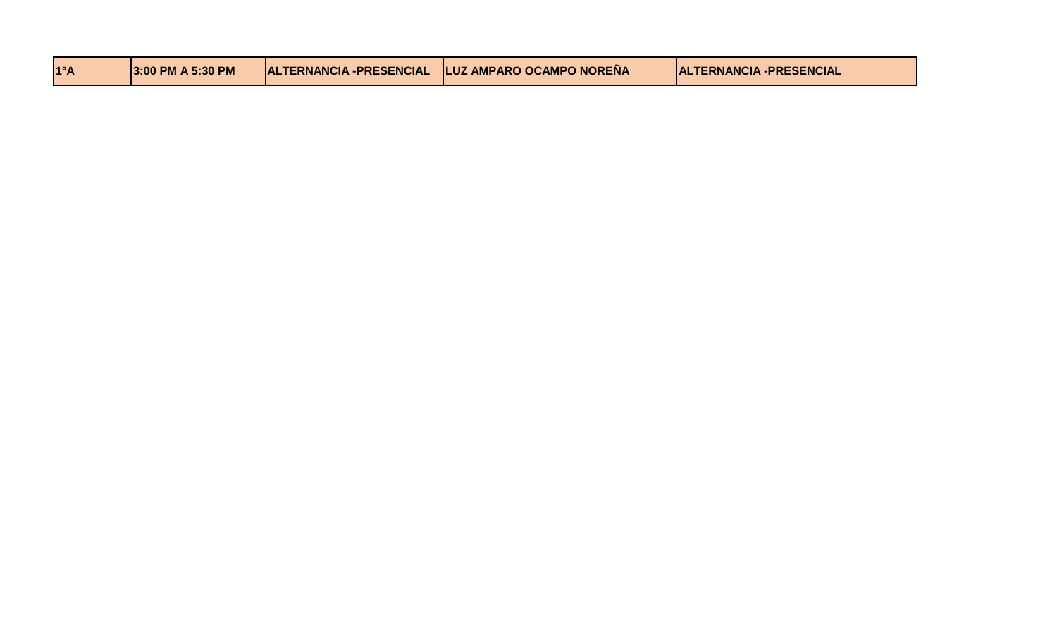| | | | | |
|---|---|---|---|---|
| **1°A** | **3:00 PM A 5:30 PM** | **ALTERNANCIA -PRESENCIAL** | **LUZ AMPARO OCAMPO NOREÑA** | **ALTERNANCIA -PRESENCIAL** |